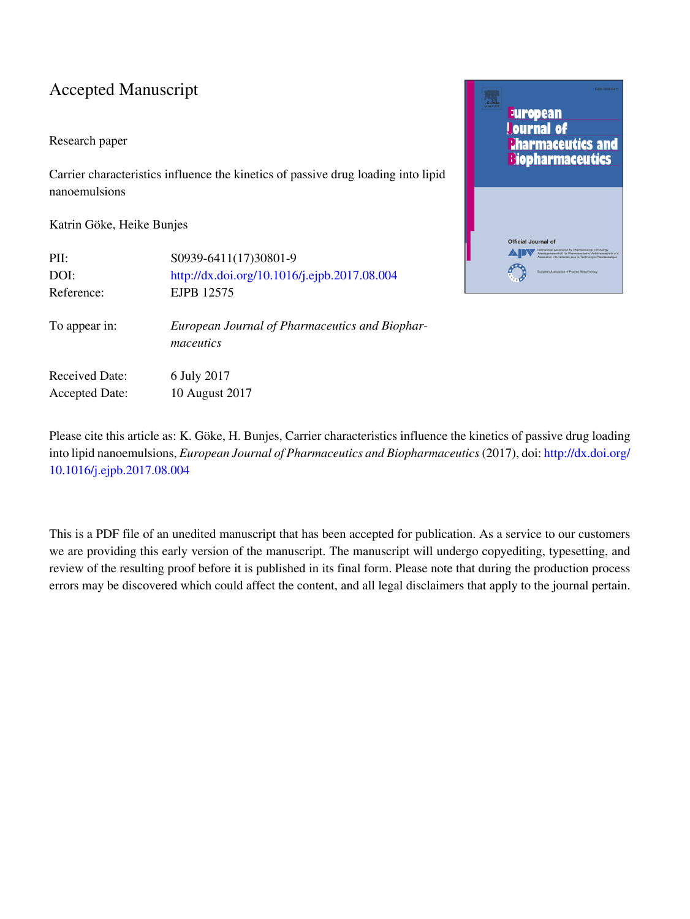# Accepted Manuscript

Research paper

Carrier characteristics influence the kinetics of passive drug loading into lipid nanoemulsions

Katrin Göke, Heike Bunjes

| | |
|---|---|
| PII: | S0939-6411(17)30801-9 |
| DOI: | http://dx.doi.org/10.1016/j.ejpb.2017.08.004 |
| Reference: | EJPB 12575 |
| To appear in: | *European Journal of Pharmaceutics and Biopharmaceutics* |
| Received Date: | 6 July 2017 |
| Accepted Date: | 10 August 2017 |

Please cite this article as: K. Göke, H. Bunjes, Carrier characteristics influence the kinetics of passive drug loading into lipid nanoemulsions, *European Journal of Pharmaceutics and Biopharmaceutics* (2017), doi: http://dx.doi.org/10.1016/j.ejpb.2017.08.004

This is a PDF file of an unedited manuscript that has been accepted for publication. As a service to our customers we are providing this early version of the manuscript. The manuscript will undergo copyediting, typesetting, and review of the resulting proof before it is published in its final form. Please note that during the production process errors may be discovered which could affect the content, and all legal disclaimers that apply to the journal pertain.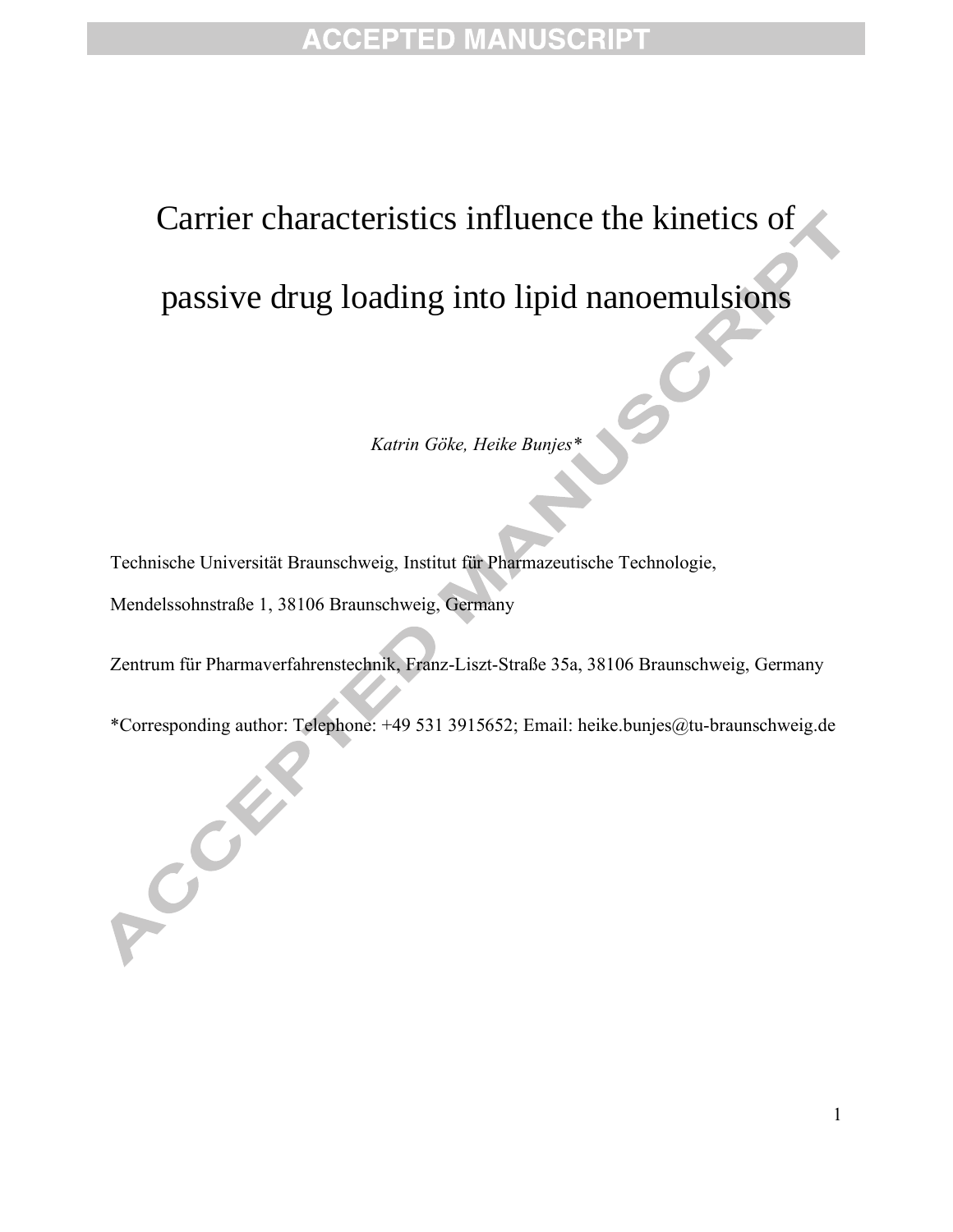# Carrier characteristics influence the kinetics of passive drug loading into lipid nanoemulsions

*Katrin Göke, Heike Bunjes\**

Technische Universität Braunschweig, Institut für Pharmazeutische Technologie, Mendelssohnstraße 1, 38106 Braunschweig, Germany

Zentrum für Pharmaverfahrenstechnik, Franz-Liszt-Straße 35a, 38106 Braunschweig, Germany

\*Corresponding author: Telephone: +49 531 3915652; Email: heike.bunjes@tu-braunschweig.de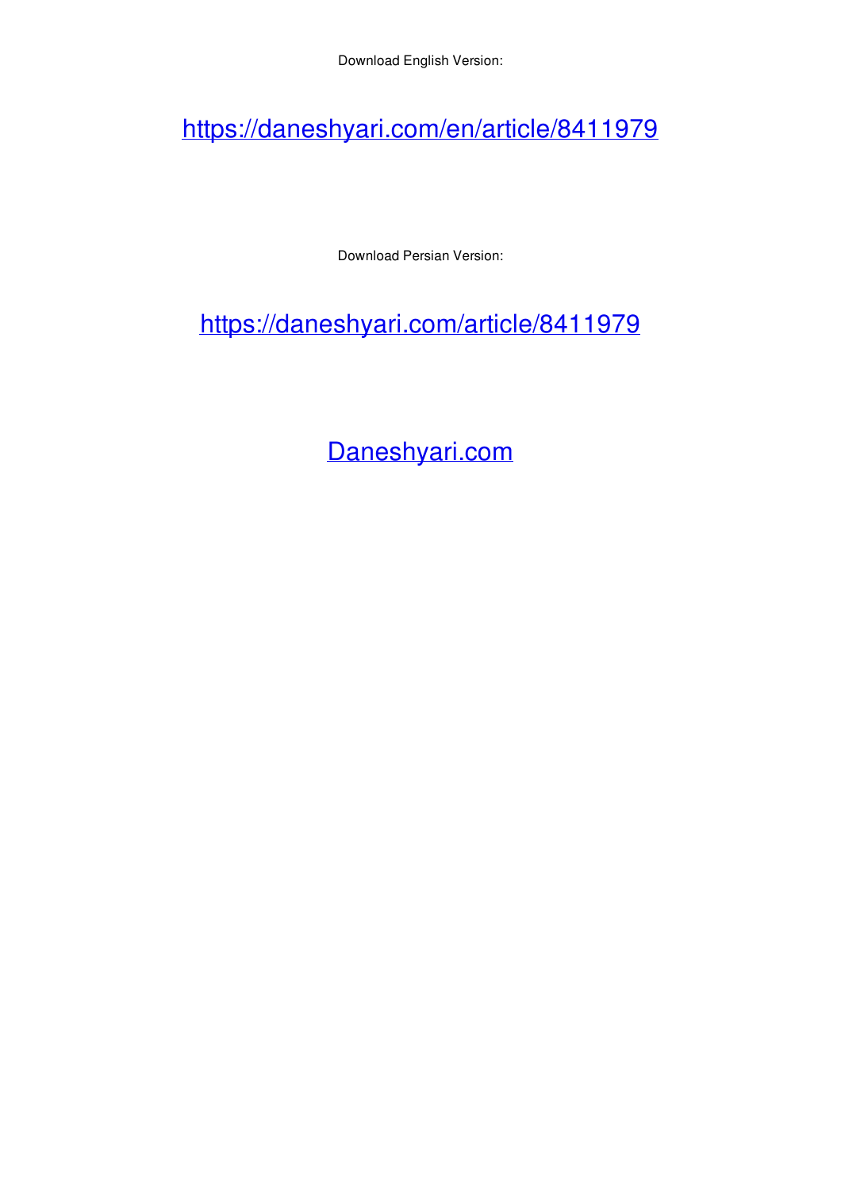Download English Version:

https://daneshyari.com/en/article/8411979

Download Persian Version:

https://daneshyari.com/article/8411979

Daneshyari.com